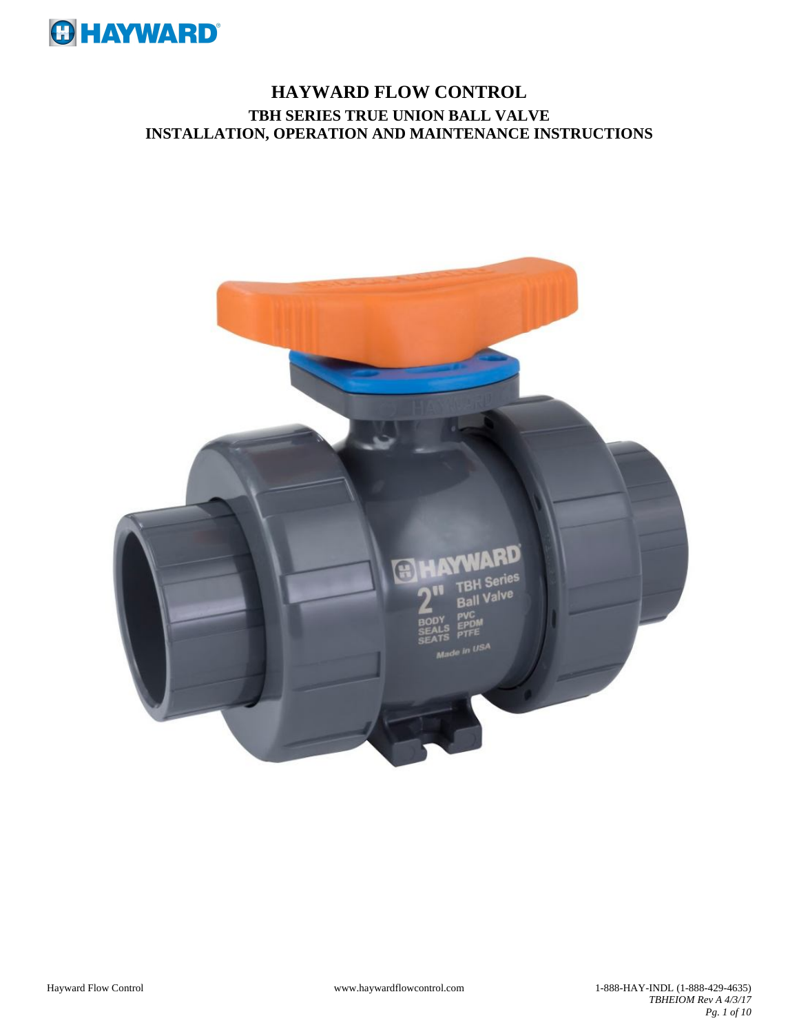# HAYWARD FLOW CONTROL

## TBH SERIES TRUE UNION BALL VALVE

## INSTALLATION, OPERATION AND MAINTENANCE INSTRUCTIONS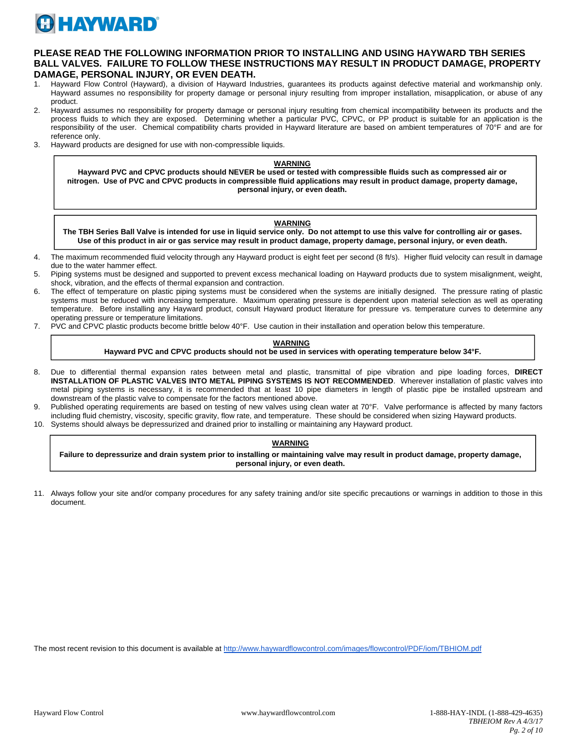**PLEASE READ THE FOLLOWING INFORMATION PRIOR TO INSTALLING AND USING HAYWARD TBH SERIES BALL VALVES. FAILURE TO FOLLOW THESE INSTRUCTIONS MAY RESULT IN PRODUCT DAMAGE, PROPERTY DAMAGE, PERSONAL INJURY, OR EVEN DEATH.**

1. Hayward Flow Control (Hayward), a division of Hayward Industries, guarantees its products against defective material and workmanship only. Hayward assumes no responsibility for property damage or personal injury resulting from improper installation, misapplication, or abuse of any product.
2. Hayward assumes no responsibility for property damage or personal injury resulting from chemical incompatibility between its products and the process fluids to which they are exposed. Determining whether a particular PVC, CPVC, or PP product is suitable for an application is the responsibility of the user. Chemical compatibility charts provided in Hayward literature are based on ambient temperatures of 70°F and are for reference only.
3. Hayward products are designed for use with non-compressible liquids.

> **WARNING**
>
> **Hayward PVC and CPVC products should NEVER be used or tested with compressible fluids such as compressed air or nitrogen. Use of PVC and CPVC products in compressible fluid applications may result in product damage, property damage, personal injury, or even death.**

> **WARNING**
>
> **The TBH Series Ball Valve is intended for use in liquid service only. Do not attempt to use this valve for controlling air or gases. Use of this product in air or gas service may result in product damage, property damage, personal injury, or even death.**

4. The maximum recommended fluid velocity through any Hayward product is eight feet per second (8 ft/s). Higher fluid velocity can result in damage due to the water hammer effect.
5. Piping systems must be designed and supported to prevent excess mechanical loading on Hayward products due to system misalignment, weight, shock, vibration, and the effects of thermal expansion and contraction.
6. The effect of temperature on plastic piping systems must be considered when the systems are initially designed. The pressure rating of plastic systems must be reduced with increasing temperature. Maximum operating pressure is dependent upon material selection as well as operating temperature. Before installing any Hayward product, consult Hayward product literature for pressure vs. temperature curves to determine any operating pressure or temperature limitations.
7. PVC and CPVC plastic products become brittle below 40°F. Use caution in their installation and operation below this temperature.

> **WARNING**
>
> **Hayward PVC and CPVC products should not be used in services with operating temperature below 34°F.**

8. Due to differential thermal expansion rates between metal and plastic, transmittal of pipe vibration and pipe loading forces, **DIRECT INSTALLATION OF PLASTIC VALVES INTO METAL PIPING SYSTEMS IS NOT RECOMMENDED**. Wherever installation of plastic valves into metal piping systems is necessary, it is recommended that at least 10 pipe diameters in length of plastic pipe be installed upstream and downstream of the plastic valve to compensate for the factors mentioned above.
9. Published operating requirements are based on testing of new valves using clean water at 70°F. Valve performance is affected by many factors including fluid chemistry, viscosity, specific gravity, flow rate, and temperature. These should be considered when sizing Hayward products.
10. Systems should always be depressurized and drained prior to installing or maintaining any Hayward product.

> **WARNING**
>
> **Failure to depressurize and drain system prior to installing or maintaining valve may result in product damage, property damage, personal injury, or even death.**

11. Always follow your site and/or company procedures for any safety training and/or site specific precautions or warnings in addition to those in this document.

The most recent revision to this document is available at http://www.haywardflowcontrol.com/images/flowcontrol/PDF/iom/TBHIOM.pdf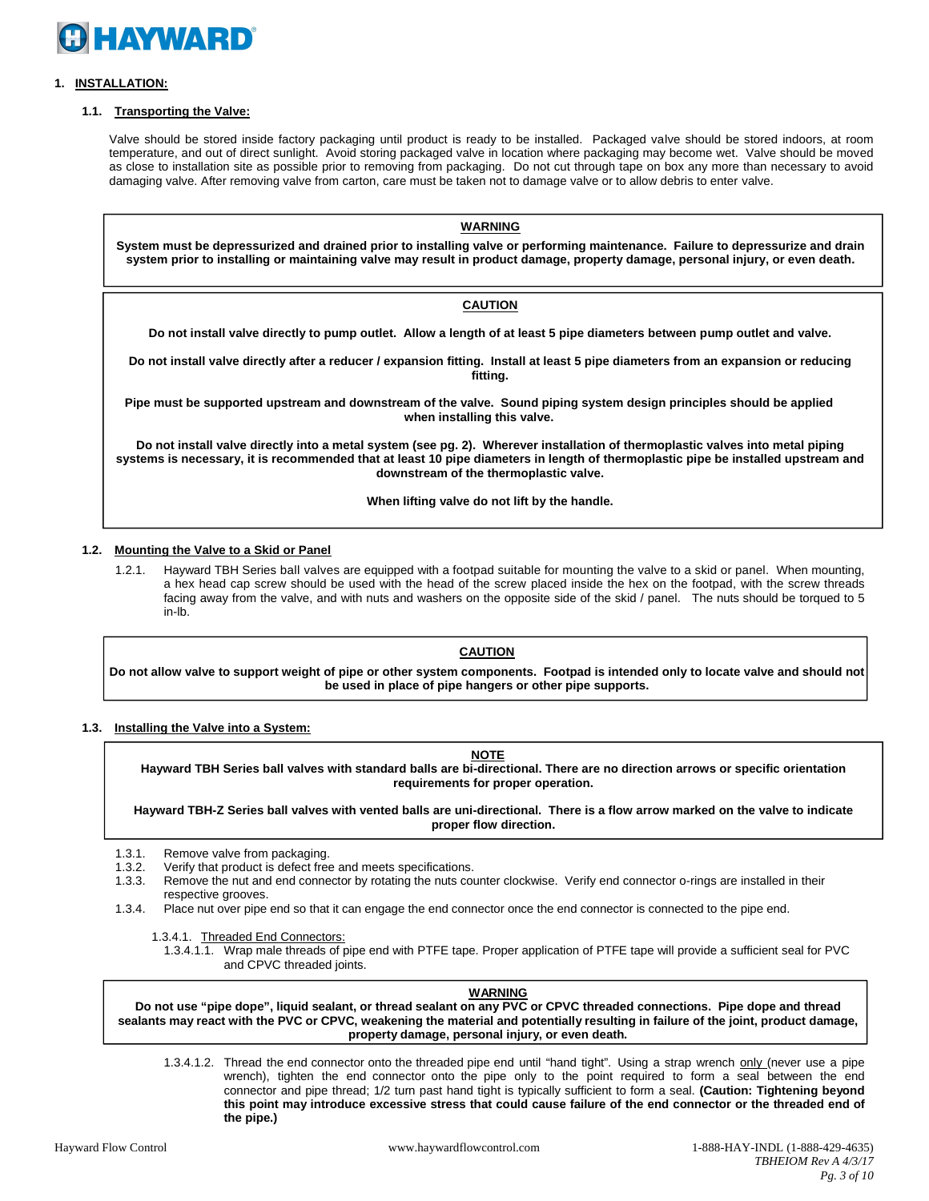## 1. INSTALLATION:

### 1.1. Transporting the Valve:

Valve should be stored inside factory packaging until product is ready to be installed. Packaged valve should be stored indoors, at room temperature, and out of direct sunlight. Avoid storing packaged valve in location where packaging may become wet. Valve should be moved as close to installation site as possible prior to removing from packaging. Do not cut through tape on box any more than necessary to avoid damaging valve. After removing valve from carton, care must be taken not to damage valve or to allow debris to enter valve.

> **WARNING**
>
> **System must be depressurized and drained prior to installing valve or performing maintenance. Failure to depressurize and drain system prior to installing or maintaining valve may result in product damage, property damage, personal injury, or even death.**

> **CAUTION**
>
> **Do not install valve directly to pump outlet. Allow a length of at least 5 pipe diameters between pump outlet and valve.**
>
> **Do not install valve directly after a reducer / expansion fitting. Install at least 5 pipe diameters from an expansion or reducing fitting.**
>
> **Pipe must be supported upstream and downstream of the valve. Sound piping system design principles should be applied when installing this valve.**
>
> **Do not install valve directly into a metal system (see pg. 2). Wherever installation of thermoplastic valves into metal piping systems is necessary, it is recommended that at least 10 pipe diameters in length of thermoplastic pipe be installed upstream and downstream of the thermoplastic valve.**
>
> **When lifting valve do not lift by the handle.**

### 1.2. Mounting the Valve to a Skid or Panel

1.2.1. Hayward TBH Series ball valves are equipped with a footpad suitable for mounting the valve to a skid or panel. When mounting, a hex head cap screw should be used with the head of the screw placed inside the hex on the footpad, with the screw threads facing away from the valve, and with nuts and washers on the opposite side of the skid / panel. The nuts should be torqued to 5 in-lb.

> **CAUTION**
>
> **Do not allow valve to support weight of pipe or other system components. Footpad is intended only to locate valve and should not be used in place of pipe hangers or other pipe supports.**

### 1.3. Installing the Valve into a System:

> **NOTE**
>
> **Hayward TBH Series ball valves with standard balls are bi-directional. There are no direction arrows or specific orientation requirements for proper operation.**
>
> **Hayward TBH-Z Series ball valves with vented balls are uni-directional. There is a flow arrow marked on the valve to indicate proper flow direction.**

1.3.1. Remove valve from packaging.
1.3.2. Verify that product is defect free and meets specifications.
1.3.3. Remove the nut and end connector by rotating the nuts counter clockwise. Verify end connector o-rings are installed in their respective grooves.
1.3.4. Place nut over pipe end so that it can engage the end connector once the end connector is connected to the pipe end.

1.3.4.1. Threaded End Connectors:

1.3.4.1.1. Wrap male threads of pipe end with PTFE tape. Proper application of PTFE tape will provide a sufficient seal for PVC and CPVC threaded joints.

> **WARNING**
>
> **Do not use "pipe dope", liquid sealant, or thread sealant on any PVC or CPVC threaded connections. Pipe dope and thread sealants may react with the PVC or CPVC, weakening the material and potentially resulting in failure of the joint, product damage, property damage, personal injury, or even death.**

1.3.4.1.2. Thread the end connector onto the threaded pipe end until "hand tight". Using a strap wrench only (never use a pipe wrench), tighten the end connector onto the pipe only to the point required to form a seal between the end connector and pipe thread; 1/2 turn past hand tight is typically sufficient to form a seal. **(Caution: Tightening beyond this point may introduce excessive stress that could cause failure of the end connector or the threaded end of the pipe.)**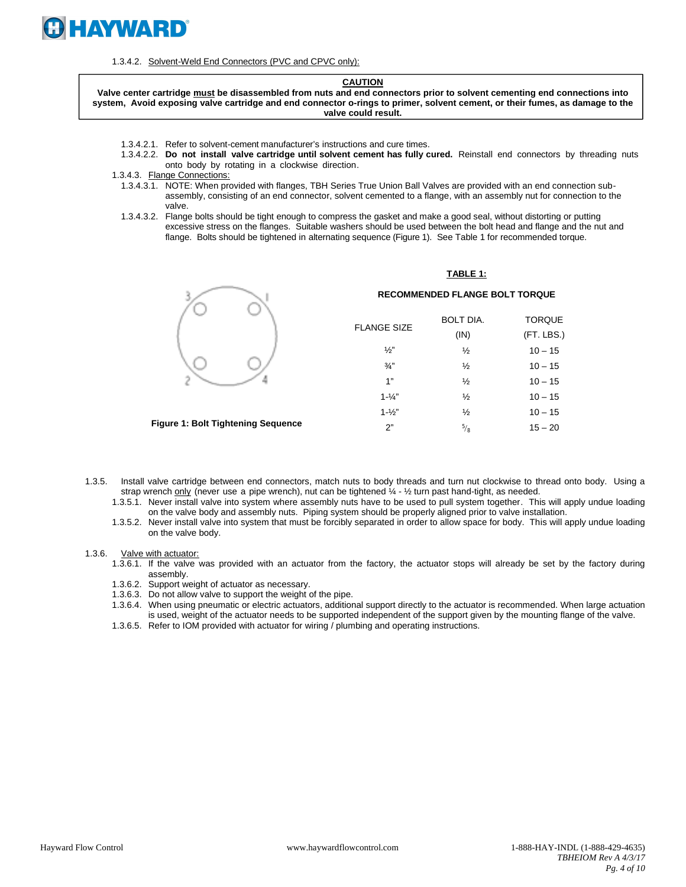1.3.4.2. Solvent-Weld End Connectors (PVC and CPVC only):

**CAUTION**

**Valve center cartridge must be disassembled from nuts and end connectors prior to solvent cementing end connections into system, Avoid exposing valve cartridge and end connector o-rings to primer, solvent cement, or their fumes, as damage to the valve could result.**

1.3.4.2.1. Refer to solvent-cement manufacturer's instructions and cure times.

1.3.4.2.2. **Do not install valve cartridge until solvent cement has fully cured.** Reinstall end connectors by threading nuts onto body by rotating in a clockwise direction.

1.3.4.3. Flange Connections:

1.3.4.3.1. NOTE: When provided with flanges, TBH Series True Union Ball Valves are provided with an end connection sub-assembly, consisting of an end connector, solvent cemented to a flange, with an assembly nut for connection to the valve.

1.3.4.3.2. Flange bolts should be tight enough to compress the gasket and make a good seal, without distorting or putting excessive stress on the flanges. Suitable washers should be used between the bolt head and flange and the nut and flange. Bolts should be tightened in alternating sequence (Figure 1). See Table 1 for recommended torque.

**Figure 1: Bolt Tightening Sequence**

**TABLE 1:**

**RECOMMENDED FLANGE BOLT TORQUE**

| FLANGE SIZE | BOLT DIA. (IN) | TORQUE (FT. LBS.) |
|---|---|---|
| ½" | ½ | 10 – 15 |
| ¾" | ½ | 10 – 15 |
| 1" | ½ | 10 – 15 |
| 1-¼" | ½ | 10 – 15 |
| 1-½" | ½ | 10 – 15 |
| 2" | $^5/_8$ | 15 – 20 |

1.3.5. Install valve cartridge between end connectors, match nuts to body threads and turn nut clockwise to thread onto body. Using a strap wrench only (never use a pipe wrench), nut can be tightened ¼ - ½ turn past hand-tight, as needed.

1.3.5.1. Never install valve into system where assembly nuts have to be used to pull system together. This will apply undue loading on the valve body and assembly nuts. Piping system should be properly aligned prior to valve installation.

1.3.5.2. Never install valve into system that must be forcibly separated in order to allow space for body. This will apply undue loading on the valve body.

1.3.6. Valve with actuator:

1.3.6.1. If the valve was provided with an actuator from the factory, the actuator stops will already be set by the factory during assembly.

1.3.6.2. Support weight of actuator as necessary.

1.3.6.3. Do not allow valve to support the weight of the pipe.

1.3.6.4. When using pneumatic or electric actuators, additional support directly to the actuator is recommended. When large actuation is used, weight of the actuator needs to be supported independent of the support given by the mounting flange of the valve.

1.3.6.5. Refer to IOM provided with actuator for wiring / plumbing and operating instructions.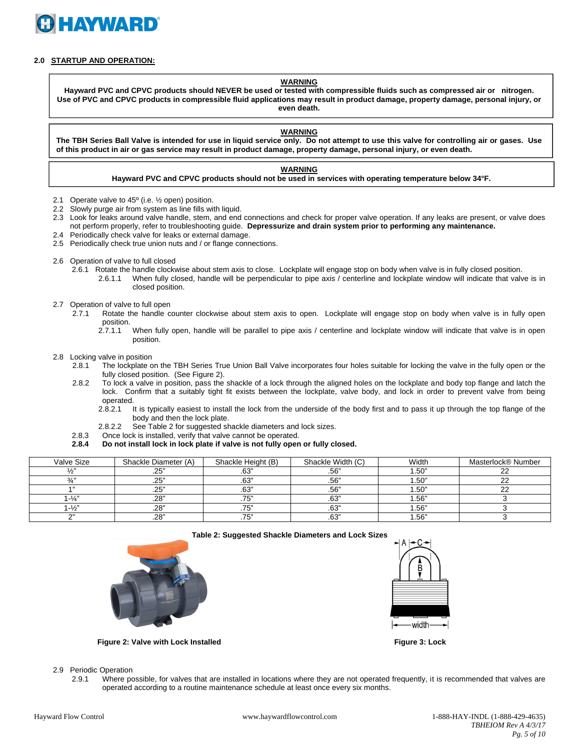## 2.0 STARTUP AND OPERATION:

> **WARNING**
>
> **Hayward PVC and CPVC products should NEVER be used or tested with compressible fluids such as compressed air or nitrogen. Use of PVC and CPVC products in compressible fluid applications may result in product damage, property damage, personal injury, or even death.**

> **WARNING**
>
> **The TBH Series Ball Valve is intended for use in liquid service only. Do not attempt to use this valve for controlling air or gases. Use of this product in air or gas service may result in product damage, property damage, personal injury, or even death.**

> **WARNING**
>
> **Hayward PVC and CPVC products should not be used in services with operating temperature below 34°F.**

2.1 Operate valve to 45º (i.e. ½ open) position.
2.2 Slowly purge air from system as line fills with liquid.
2.3 Look for leaks around valve handle, stem, and end connections and check for proper valve operation. If any leaks are present, or valve does not perform properly, refer to troubleshooting guide. **Depressurize and drain system prior to performing any maintenance.**
2.4 Periodically check valve for leaks or external damage.
2.5 Periodically check true union nuts and / or flange connections.

2.6 Operation of valve to full closed
- 2.6.1 Rotate the handle clockwise about stem axis to close. Lockplate will engage stop on body when valve is in fully closed position.
  - 2.6.1.1 When fully closed, handle will be perpendicular to pipe axis / centerline and lockplate window will indicate that valve is in closed position.

2.7 Operation of valve to full open
- 2.7.1 Rotate the handle counter clockwise about stem axis to open. Lockplate will engage stop on body when valve is in fully open position.
  - 2.7.1.1 When fully open, handle will be parallel to pipe axis / centerline and lockplate window will indicate that valve is in open position.

2.8 Locking valve in position
- 2.8.1 The lockplate on the TBH Series True Union Ball Valve incorporates four holes suitable for locking the valve in the fully open or the fully closed position. (See Figure 2).
- 2.8.2 To lock a valve in position, pass the shackle of a lock through the aligned holes on the lockplate and body top flange and latch the lock. Confirm that a suitably tight fit exists between the lockplate, valve body, and lock in order to prevent valve from being operated.
  - 2.8.2.1 It is typically easiest to install the lock from the underside of the body first and to pass it up through the top flange of the body and then the lock plate.
  - 2.8.2.2 See Table 2 for suggested shackle diameters and lock sizes.
- 2.8.3 Once lock is installed, verify that valve cannot be operated.
- **2.8.4 Do not install lock in lock plate if valve is not fully open or fully closed.**

| Valve Size | Shackle Diameter (A) | Shackle Height (B) | Shackle Width (C) | Width | Masterlock® Number |
|---|---|---|---|---|---|
| ½" | .25" | .63" | .56" | 1.50" | 22 |
| ¾" | .25" | .63" | .56" | 1.50" | 22 |
| 1" | .25" | .63" | .56" | 1.50" | 22 |
| 1-¼" | .28" | .75" | .63" | 1.56" | 3 |
| 1-½" | .28" | .75" | .63" | 1.56" | 3 |
| 2" | .28" | .75" | .63" | 1.56" | 3 |

**Table 2: Suggested Shackle Diameters and Lock Sizes**

**Figure 2: Valve with Lock Installed**

**Figure 3: Lock**

2.9 Periodic Operation
- 2.9.1 Where possible, for valves that are installed in locations where they are not operated frequently, it is recommended that valves are operated according to a routine maintenance schedule at least once every six months.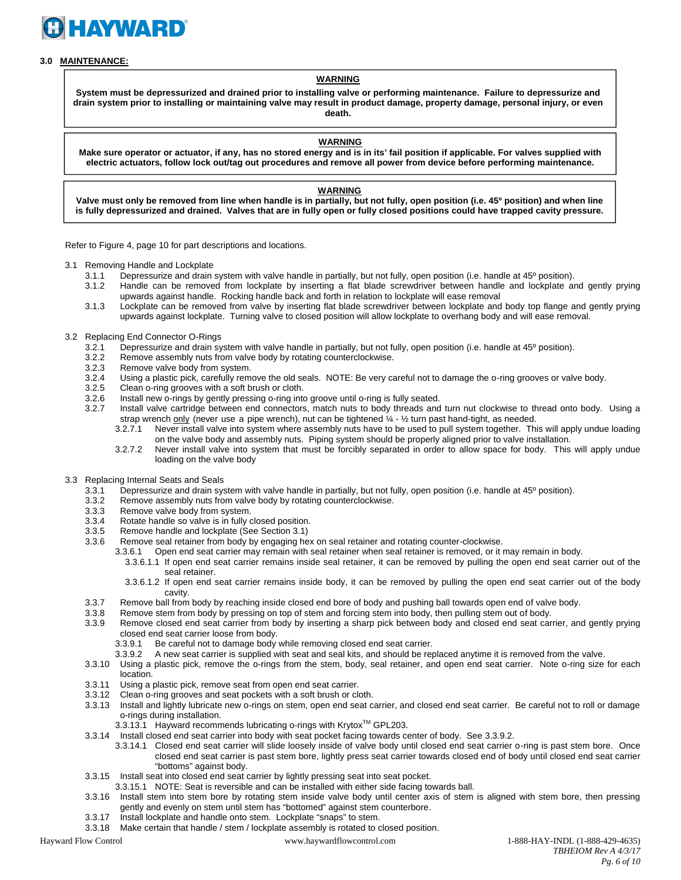## 3.0 MAINTENANCE:

> **WARNING**
>
> **System must be depressurized and drained prior to installing valve or performing maintenance. Failure to depressurize and drain system prior to installing or maintaining valve may result in product damage, property damage, personal injury, or even death.**

> **WARNING**
>
> **Make sure operator or actuator, if any, has no stored energy and is in its' fail position if applicable. For valves supplied with electric actuators, follow lock out/tag out procedures and remove all power from device before performing maintenance.**

> **WARNING**
>
> **Valve must only be removed from line when handle is in partially, but not fully, open position (i.e. 45º position) and when line is fully depressurized and drained. Valves that are in fully open or fully closed positions could have trapped cavity pressure.**

Refer to Figure 4, page 10 for part descriptions and locations.

3.1 Removing Handle and Lockplate

- 3.1.1 Depressurize and drain system with valve handle in partially, but not fully, open position (i.e. handle at 45º position).
- 3.1.2 Handle can be removed from lockplate by inserting a flat blade screwdriver between handle and lockplate and gently prying upwards against handle. Rocking handle back and forth in relation to lockplate will ease removal
- 3.1.3 Lockplate can be removed from valve by inserting flat blade screwdriver between lockplate and body top flange and gently prying upwards against lockplate. Turning valve to closed position will allow lockplate to overhang body and will ease removal.

3.2 Replacing End Connector O-Rings

- 3.2.1 Depressurize and drain system with valve handle in partially, but not fully, open position (i.e. handle at 45º position).
- 3.2.2 Remove assembly nuts from valve body by rotating counterclockwise.
- 3.2.3 Remove valve body from system.
- 3.2.4 Using a plastic pick, carefully remove the old seals. NOTE: Be very careful not to damage the o-ring grooves or valve body.
- 3.2.5 Clean o-ring grooves with a soft brush or cloth.
- 3.2.6 Install new o-rings by gently pressing o-ring into groove until o-ring is fully seated.
- 3.2.7 Install valve cartridge between end connectors, match nuts to body threads and turn nut clockwise to thread onto body. Using a strap wrench <u>only</u> (never use a pipe wrench), nut can be tightened ¼ - ½ turn past hand-tight, as needed.
  - 3.2.7.1 Never install valve into system where assembly nuts have to be used to pull system together. This will apply undue loading on the valve body and assembly nuts. Piping system should be properly aligned prior to valve installation.
  - 3.2.7.2 Never install valve into system that must be forcibly separated in order to allow space for body. This will apply undue loading on the valve body

3.3 Replacing Internal Seats and Seals

- 3.3.1 Depressurize and drain system with valve handle in partially, but not fully, open position (i.e. handle at 45º position).
- 3.3.2 Remove assembly nuts from valve body by rotating counterclockwise.
- 3.3.3 Remove valve body from system.
- 3.3.4 Rotate handle so valve is in fully closed position.
- 3.3.5 Remove handle and lockplate (See Section 3.1)
- 3.3.6 Remove seal retainer from body by engaging hex on seal retainer and rotating counter-clockwise.
  - 3.3.6.1 Open end seat carrier may remain with seal retainer when seal retainer is removed, or it may remain in body.
    - 3.3.6.1.1 If open end seat carrier remains inside seal retainer, it can be removed by pulling the open end seat carrier out of the seal retainer.
    - 3.3.6.1.2 If open end seat carrier remains inside body, it can be removed by pulling the open end seat carrier out of the body cavity.
- 3.3.7 Remove ball from body by reaching inside closed end bore of body and pushing ball towards open end of valve body.
- 3.3.8 Remove stem from body by pressing on top of stem and forcing stem into body, then pulling stem out of body.
- 3.3.9 Remove closed end seat carrier from body by inserting a sharp pick between body and closed end seat carrier, and gently prying closed end seat carrier loose from body.
  - 3.3.9.1 Be careful not to damage body while removing closed end seat carrier.
  - 3.3.9.2 A new seat carrier is supplied with seat and seal kits, and should be replaced anytime it is removed from the valve.
- 3.3.10 Using a plastic pick, remove the o-rings from the stem, body, seal retainer, and open end seat carrier. Note o-ring size for each location.
- 3.3.11 Using a plastic pick, remove seat from open end seat carrier.
- 3.3.12 Clean o-ring grooves and seat pockets with a soft brush or cloth.
- 3.3.13 Install and lightly lubricate new o-rings on stem, open end seat carrier, and closed end seat carrier. Be careful not to roll or damage o-rings during installation.
  - 3.3.13.1 Hayward recommends lubricating o-rings with Krytox™ GPL203.
- 3.3.14 Install closed end seat carrier into body with seat pocket facing towards center of body. See 3.3.9.2.
  - 3.3.14.1 Closed end seat carrier will slide loosely inside of valve body until closed end seat carrier o-ring is past stem bore. Once closed end seat carrier is past stem bore, lightly press seat carrier towards closed end of body until closed end seat carrier "bottoms" against body.
- 3.3.15 Install seat into closed end seat carrier by lightly pressing seat into seat pocket.
  - 3.3.15.1 NOTE: Seat is reversible and can be installed with either side facing towards ball.
- 3.3.16 Install stem into stem bore by rotating stem inside valve body until center axis of stem is aligned with stem bore, then pressing gently and evenly on stem until stem has "bottomed" against stem counterbore.
- 3.3.17 Install lockplate and handle onto stem. Lockplate "snaps" to stem.
- 3.3.18 Make certain that handle / stem / lockplate assembly is rotated to closed position.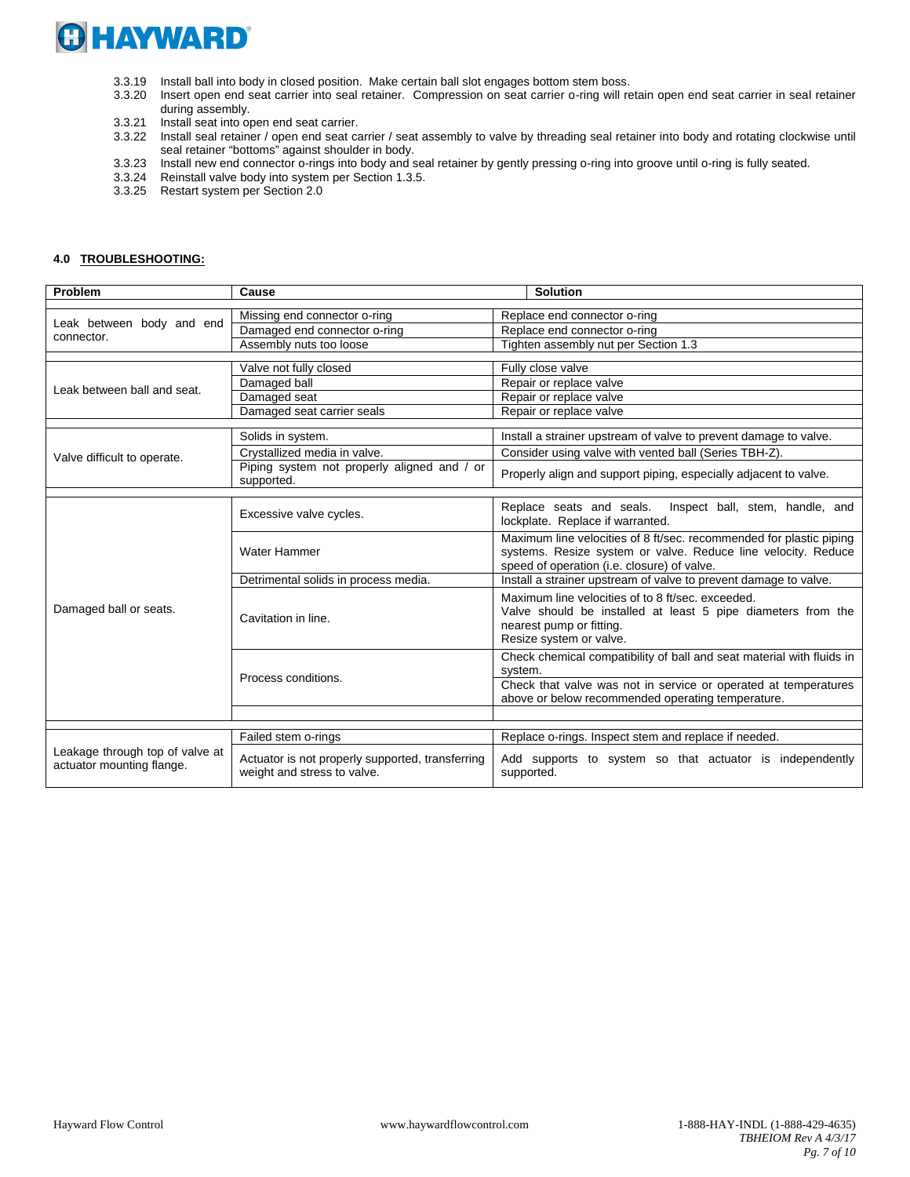3.3.19 Install ball into body in closed position. Make certain ball slot engages bottom stem boss.

3.3.20 Insert open end seat carrier into seal retainer. Compression on seat carrier o-ring will retain open end seat carrier in seal retainer during assembly.

3.3.21 Install seat into open end seat carrier.

3.3.22 Install seal retainer / open end seat carrier / seat assembly to valve by threading seal retainer into body and rotating clockwise until seal retainer "bottoms" against shoulder in body.

3.3.23 Install new end connector o-rings into body and seal retainer by gently pressing o-ring into groove until o-ring is fully seated.

3.3.24 Reinstall valve body into system per Section 1.3.5.

3.3.25 Restart system per Section 2.0

## 4.0 TROUBLESHOOTING:

| Problem | Cause | Solution |
|---|---|---|
| Leak between body and end connector. | Missing end connector o-ring | Replace end connector o-ring |
| | Damaged end connector o-ring | Replace end connector o-ring |
| | Assembly nuts too loose | Tighten assembly nut per Section 1.3 |
| Leak between ball and seat. | Valve not fully closed | Fully close valve |
| | Damaged ball | Repair or replace valve |
| | Damaged seat | Repair or replace valve |
| | Damaged seat carrier seals | Repair or replace valve |
| Valve difficult to operate. | Solids in system. | Install a strainer upstream of valve to prevent damage to valve. |
| | Crystallized media in valve. | Consider using valve with vented ball (Series TBH-Z). |
| | Piping system not properly aligned and / or supported. | Properly align and support piping, especially adjacent to valve. |
| Damaged ball or seats. | Excessive valve cycles. | Replace seats and seals. Inspect ball, stem, handle, and lockplate. Replace if warranted. |
| | Water Hammer | Maximum line velocities of 8 ft/sec. recommended for plastic piping systems. Resize system or valve. Reduce line velocity. Reduce speed of operation (i.e. closure) of valve. |
| | Detrimental solids in process media. | Install a strainer upstream of valve to prevent damage to valve. |
| | Cavitation in line. | Maximum line velocities of to 8 ft/sec. exceeded. Valve should be installed at least 5 pipe diameters from the nearest pump or fitting. Resize system or valve. |
| | Process conditions. | Check chemical compatibility of ball and seat material with fluids in system. |
| | | Check that valve was not in service or operated at temperatures above or below recommended operating temperature. |
| Leakage through top of valve at actuator mounting flange. | Failed stem o-rings | Replace o-rings. Inspect stem and replace if needed. |
| | Actuator is not properly supported, transferring weight and stress to valve. | Add supports to system so that actuator is independently supported. |

Hayward Flow Control www.haywardflowcontrol.com 1-888-HAY-INDL (1-888-429-4635)

*TBHEIOM Rev A 4/3/17*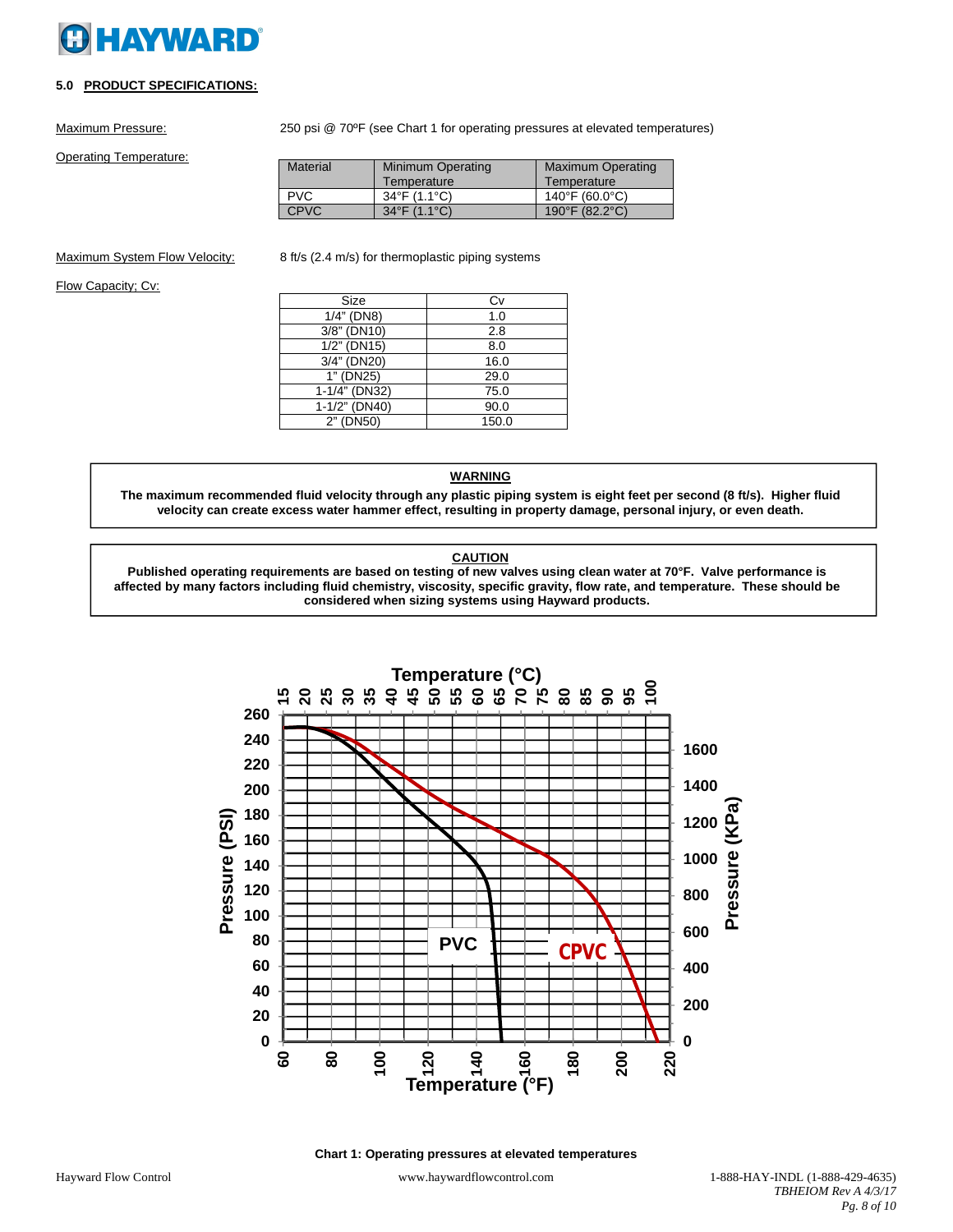## 5.0 PRODUCT SPECIFICATIONS:

Maximum Pressure: 250 psi @ 70ºF (see Chart 1 for operating pressures at elevated temperatures)

Operating Temperature:

| Material | Minimum Operating Temperature | Maximum Operating Temperature |
|---|---|---|
| PVC | 34°F (1.1°C) | 140°F (60.0°C) |
| CPVC | 34°F (1.1°C) | 190°F (82.2°C) |

Maximum System Flow Velocity: 8 ft/s (2.4 m/s) for thermoplastic piping systems

Flow Capacity; Cv:

| Size | Cv |
|---|---|
| 1/4" (DN8) | 1.0 |
| 3/8" (DN10) | 2.8 |
| 1/2" (DN15) | 8.0 |
| 3/4" (DN20) | 16.0 |
| 1" (DN25) | 29.0 |
| 1-1/4" (DN32) | 75.0 |
| 1-1/2" (DN40) | 90.0 |
| 2" (DN50) | 150.0 |

**WARNING**

**The maximum recommended fluid velocity through any plastic piping system is eight feet per second (8 ft/s). Higher fluid velocity can create excess water hammer effect, resulting in property damage, personal injury, or even death.**

**CAUTION**

**Published operating requirements are based on testing of new valves using clean water at 70°F. Valve performance is affected by many factors including fluid chemistry, viscosity, specific gravity, flow rate, and temperature. These should be considered when sizing systems using Hayward products.**

**Chart 1: Operating pressures at elevated temperatures**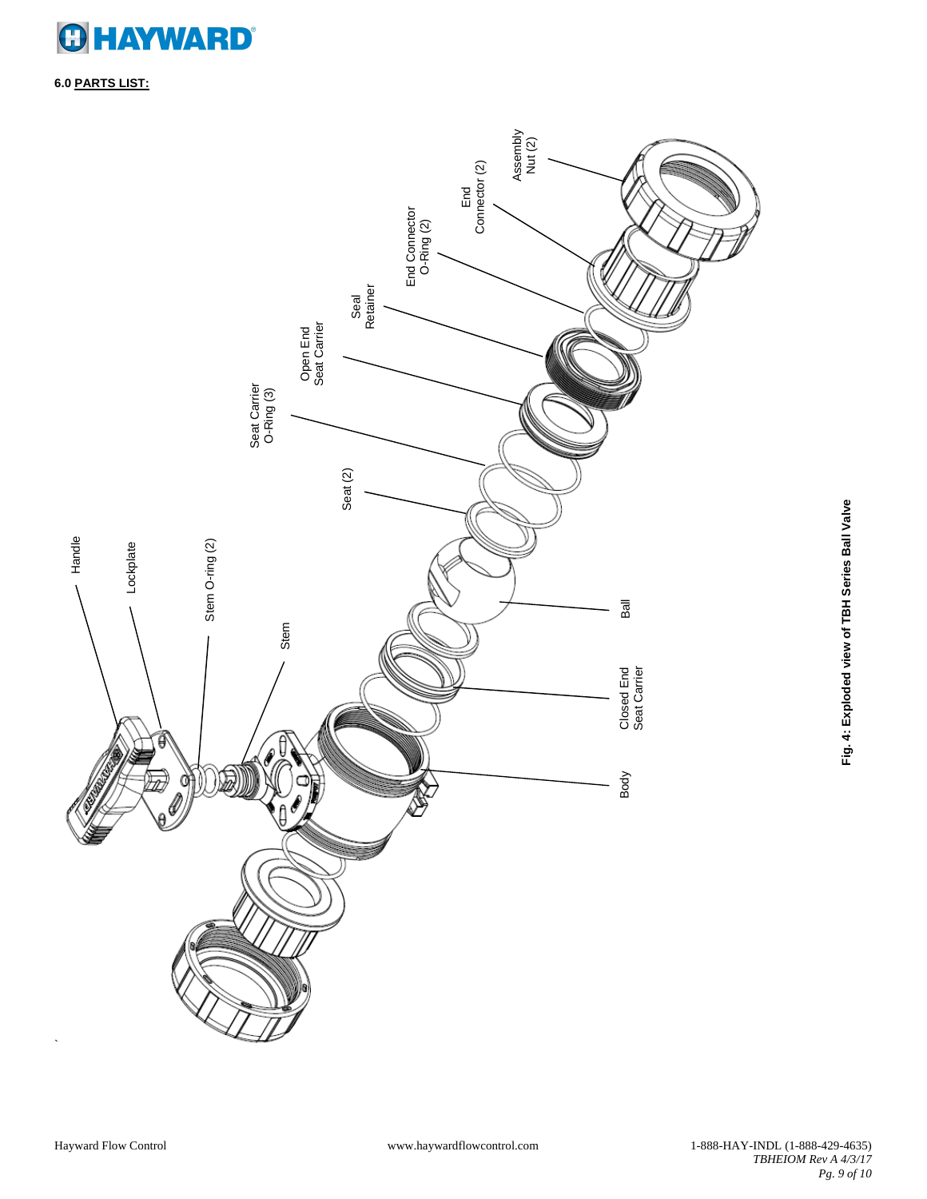## 6.0 PARTS LIST:

Handle

Lockplate

Stem O-ring (2)

Stem

Seat (2)

Seat Carrier O-Ring (3)

Open End Seat Carrier

Seal Retainer

End Connector O-Ring (2)

End Connector (2)

Assembly Nut (2)

Ball

Closed End Seat Carrier

Body

**Fig. 4: Exploded view of TBH Series Ball Valve**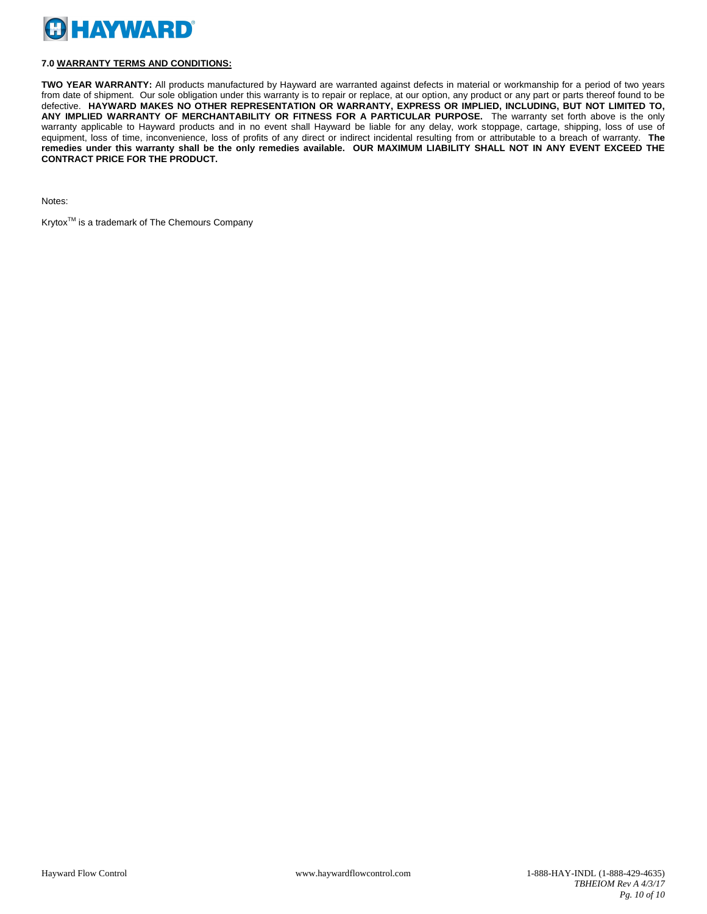## 7.0 WARRANTY TERMS AND CONDITIONS:

**TWO YEAR WARRANTY:** All products manufactured by Hayward are warranted against defects in material or workmanship for a period of two years from date of shipment. Our sole obligation under this warranty is to repair or replace, at our option, any product or any part or parts thereof found to be defective. **HAYWARD MAKES NO OTHER REPRESENTATION OR WARRANTY, EXPRESS OR IMPLIED, INCLUDING, BUT NOT LIMITED TO, ANY IMPLIED WARRANTY OF MERCHANTABILITY OR FITNESS FOR A PARTICULAR PURPOSE.** The warranty set forth above is the only warranty applicable to Hayward products and in no event shall Hayward be liable for any delay, work stoppage, cartage, shipping, loss of use of equipment, loss of time, inconvenience, loss of profits of any direct or indirect incidental resulting from or attributable to a breach of warranty. **The remedies under this warranty shall be the only remedies available. OUR MAXIMUM LIABILITY SHALL NOT IN ANY EVENT EXCEED THE CONTRACT PRICE FOR THE PRODUCT.**

Notes:

Krytox™ is a trademark of The Chemours Company